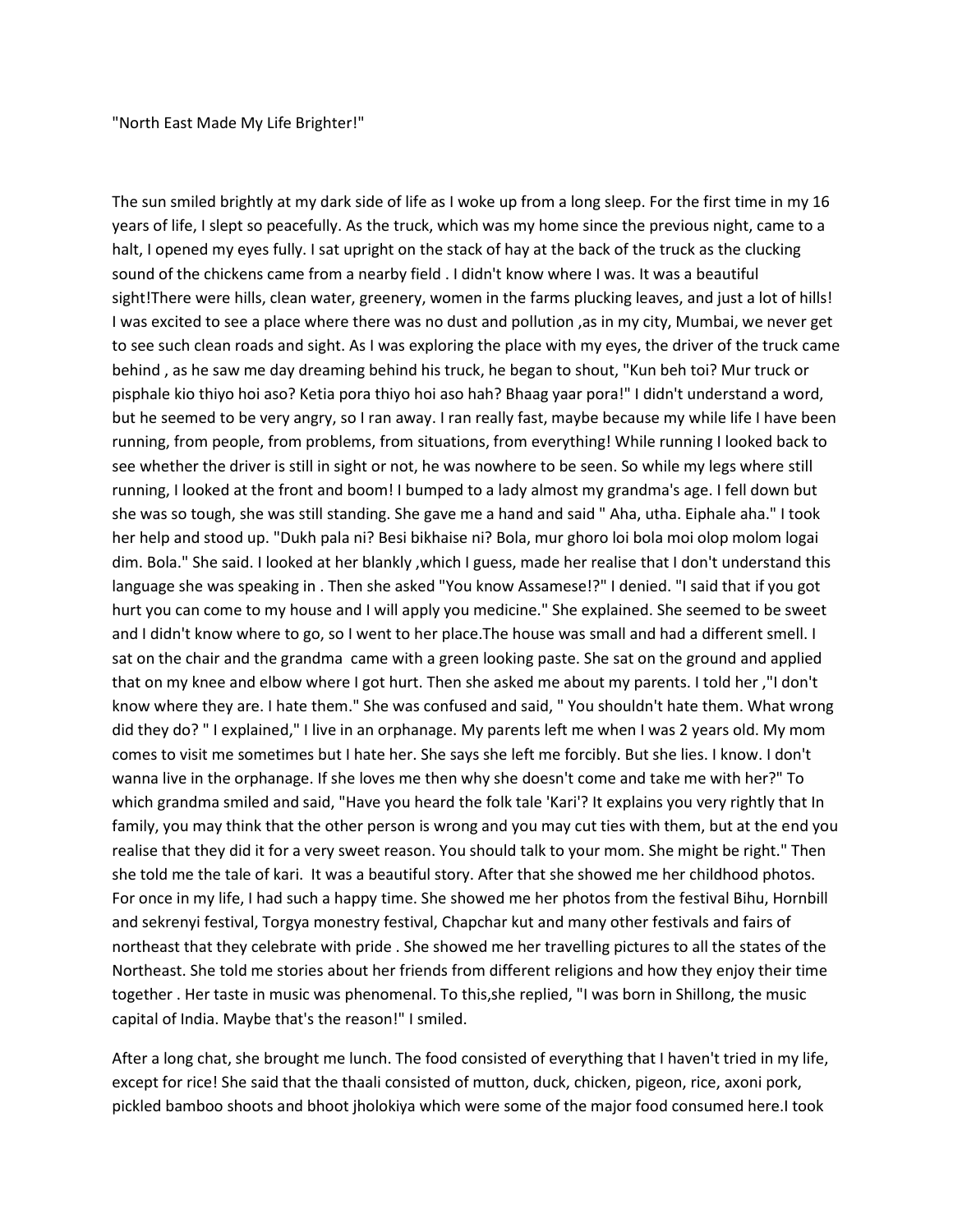"North East Made My Life Brighter!"

The sun smiled brightly at my dark side of life as I woke up from a long sleep. For the first time in my 16 years of life, I slept so peacefully. As the truck, which was my home since the previous night, came to a halt, I opened my eyes fully. I sat upright on the stack of hay at the back of the truck as the clucking sound of the chickens came from a nearby field . I didn't know where I was. It was a beautiful sight!There were hills, clean water, greenery, women in the farms plucking leaves, and just a lot of hills! I was excited to see a place where there was no dust and pollution ,as in my city, Mumbai, we never get to see such clean roads and sight. As I was exploring the place with my eyes, the driver of the truck came behind , as he saw me day dreaming behind his truck, he began to shout, "Kun beh toi? Mur truck or pisphale kio thiyo hoi aso? Ketia pora thiyo hoi aso hah? Bhaag yaar pora!" I didn't understand a word, but he seemed to be very angry, so I ran away. I ran really fast, maybe because my while life I have been running, from people, from problems, from situations, from everything! While running I looked back to see whether the driver is still in sight or not, he was nowhere to be seen. So while my legs where still running, I looked at the front and boom! I bumped to a lady almost my grandma's age. I fell down but she was so tough, she was still standing. She gave me a hand and said " Aha, utha. Eiphale aha." I took her help and stood up. "Dukh pala ni? Besi bikhaise ni? Bola, mur ghoro loi bola moi olop molom logai dim. Bola." She said. I looked at her blankly ,which I guess, made her realise that I don't understand this language she was speaking in . Then she asked "You know Assamese!?" I denied. "I said that if you got hurt you can come to my house and I will apply you medicine." She explained. She seemed to be sweet and I didn't know where to go, so I went to her place.The house was small and had a different smell. I sat on the chair and the grandma came with a green looking paste. She sat on the ground and applied that on my knee and elbow where I got hurt. Then she asked me about my parents. I told her ,"I don't know where they are. I hate them." She was confused and said, " You shouldn't hate them. What wrong did they do? " I explained," I live in an orphanage. My parents left me when I was 2 years old. My mom comes to visit me sometimes but I hate her. She says she left me forcibly. But she lies. I know. I don't wanna live in the orphanage. If she loves me then why she doesn't come and take me with her?" To which grandma smiled and said, "Have you heard the folk tale 'Kari'? It explains you very rightly that In family, you may think that the other person is wrong and you may cut ties with them, but at the end you realise that they did it for a very sweet reason. You should talk to your mom. She might be right." Then she told me the tale of kari. It was a beautiful story. After that she showed me her childhood photos. For once in my life, I had such a happy time. She showed me her photos from the festival Bihu, Hornbill and sekrenyi festival, Torgya monestry festival, Chapchar kut and many other festivals and fairs of northeast that they celebrate with pride . She showed me her travelling pictures to all the states of the Northeast. She told me stories about her friends from different religions and how they enjoy their time together . Her taste in music was phenomenal. To this,she replied, "I was born in Shillong, the music capital of India. Maybe that's the reason!" I smiled.

After a long chat, she brought me lunch. The food consisted of everything that I haven't tried in my life, except for rice! She said that the thaali consisted of mutton, duck, chicken, pigeon, rice, axoni pork, pickled bamboo shoots and bhoot jholokiya which were some of the major food consumed here.I took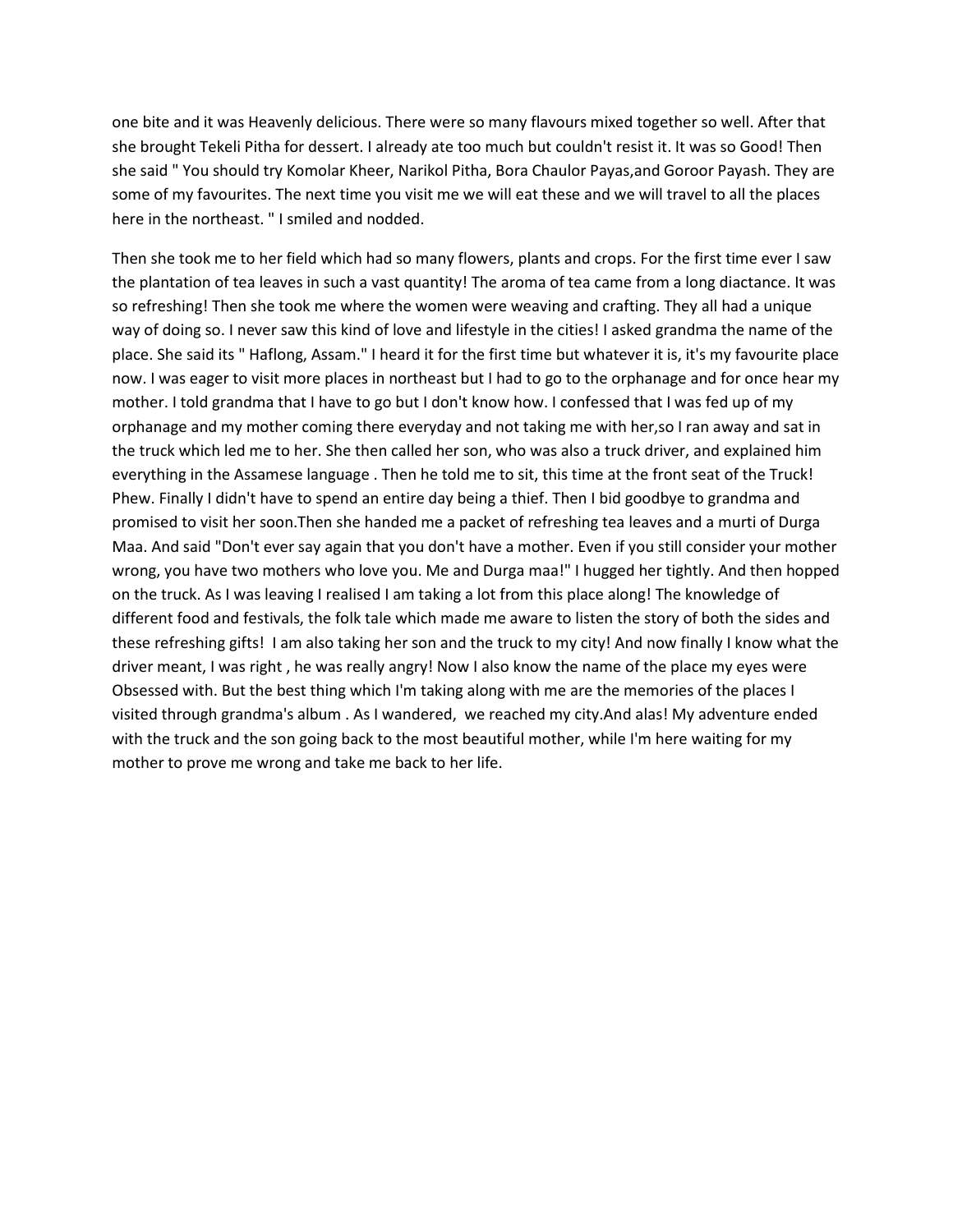one bite and it was Heavenly delicious. There were so many flavours mixed together so well. After that she brought Tekeli Pitha for dessert. I already ate too much but couldn't resist it. It was so Good! Then she said " You should try Komolar Kheer, Narikol Pitha, Bora Chaulor Payas,and Goroor Payash. They are some of my favourites. The next time you visit me we will eat these and we will travel to all the places here in the northeast. " I smiled and nodded.

Then she took me to her field which had so many flowers, plants and crops. For the first time ever I saw the plantation of tea leaves in such a vast quantity! The aroma of tea came from a long diactance. It was so refreshing! Then she took me where the women were weaving and crafting. They all had a unique way of doing so. I never saw this kind of love and lifestyle in the cities! I asked grandma the name of the place. She said its " Haflong, Assam." I heard it for the first time but whatever it is, it's my favourite place now. I was eager to visit more places in northeast but I had to go to the orphanage and for once hear my mother. I told grandma that I have to go but I don't know how. I confessed that I was fed up of my orphanage and my mother coming there everyday and not taking me with her,so I ran away and sat in the truck which led me to her. She then called her son, who was also a truck driver, and explained him everything in the Assamese language . Then he told me to sit, this time at the front seat of the Truck! Phew. Finally I didn't have to spend an entire day being a thief. Then I bid goodbye to grandma and promised to visit her soon.Then she handed me a packet of refreshing tea leaves and a murti of Durga Maa. And said "Don't ever say again that you don't have a mother. Even if you still consider your mother wrong, you have two mothers who love you. Me and Durga maa!" I hugged her tightly. And then hopped on the truck. As I was leaving I realised I am taking a lot from this place along! The knowledge of different food and festivals, the folk tale which made me aware to listen the story of both the sides and these refreshing gifts! I am also taking her son and the truck to my city! And now finally I know what the driver meant, I was right , he was really angry! Now I also know the name of the place my eyes were Obsessed with. But the best thing which I'm taking along with me are the memories of the places I visited through grandma's album . As I wandered, we reached my city.And alas! My adventure ended with the truck and the son going back to the most beautiful mother, while I'm here waiting for my mother to prove me wrong and take me back to her life.